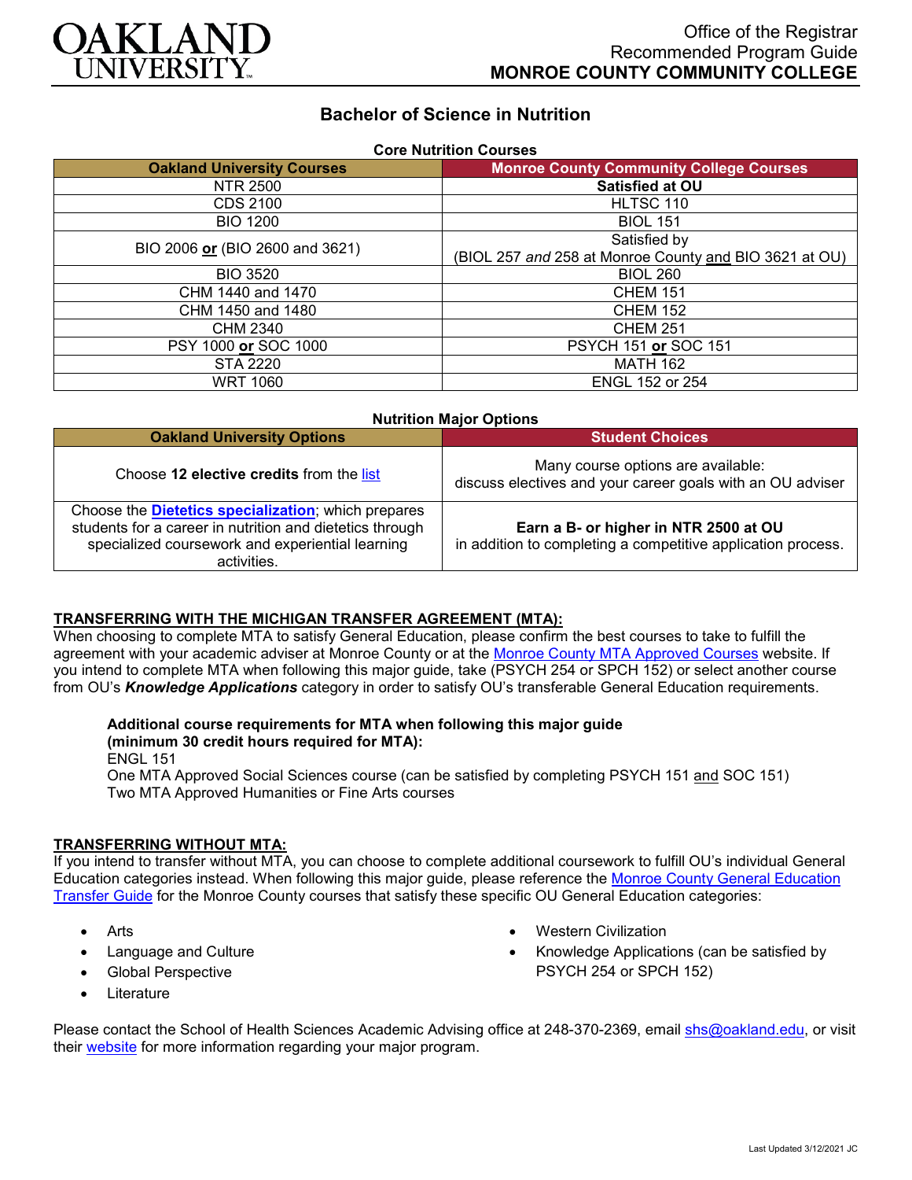OAKLAND UNIVERSITY

Office of the Registrar
Recommended Program Guide
**MONROE COUNTY COMMUNITY COLLEGE**

# Bachelor of Science in Nutrition

**Core Nutrition Courses**

| Oakland University Courses | Monroe County Community College Courses |
|---|---|
| NTR 2500 | **Satisfied at OU** |
| CDS 2100 | HLTSC 110 |
| BIO 1200 | BIOL 151 |
| BIO 2006 **or** (BIO 2600 and 3621) | Satisfied by (BIOL 257 *and* 258 at Monroe County and BIO 3621 at OU) |
| BIO 3520 | BIOL 260 |
| CHM 1440 and 1470 | CHEM 151 |
| CHM 1450 and 1480 | CHEM 152 |
| CHM 2340 | CHEM 251 |
| PSY 1000 **or** SOC 1000 | PSYCH 151 **or** SOC 151 |
| STA 2220 | MATH 162 |
| WRT 1060 | ENGL 152 or 254 |

**Nutrition Major Options**

| Oakland University Options | Student Choices |
|---|---|
| Choose **12 elective credits** from the list | Many course options are available: discuss electives and your career goals with an OU adviser |
| Choose the **Dietetics specialization**; which prepares students for a career in nutrition and dietetics through specialized coursework and experiential learning activities. | **Earn a B- or higher in NTR 2500 at OU** in addition to completing a competitive application process. |

## TRANSFERRING WITH THE MICHIGAN TRANSFER AGREEMENT (MTA):

When choosing to complete MTA to satisfy General Education, please confirm the best courses to take to fulfill the agreement with your academic adviser at Monroe County or at the Monroe County MTA Approved Courses website. If you intend to complete MTA when following this major guide, take (PSYCH 254 or SPCH 152) or select another course from OU's ***Knowledge Applications*** category in order to satisfy OU's transferable General Education requirements.

**Additional course requirements for MTA when following this major guide (minimum 30 credit hours required for MTA):**
ENGL 151
One MTA Approved Social Sciences course (can be satisfied by completing PSYCH 151 and SOC 151)
Two MTA Approved Humanities or Fine Arts courses

## TRANSFERRING WITHOUT MTA:

If you intend to transfer without MTA, you can choose to complete additional coursework to fulfill OU's individual General Education categories instead. When following this major guide, please reference the Monroe County General Education Transfer Guide for the Monroe County courses that satisfy these specific OU General Education categories:

- Arts
- Language and Culture
- Global Perspective
- Literature
- Western Civilization
- Knowledge Applications (can be satisfied by PSYCH 254 or SPCH 152)

Please contact the School of Health Sciences Academic Advising office at 248-370-2369, email shs@oakland.edu, or visit their website for more information regarding your major program.

Last Updated 3/12/2021 JC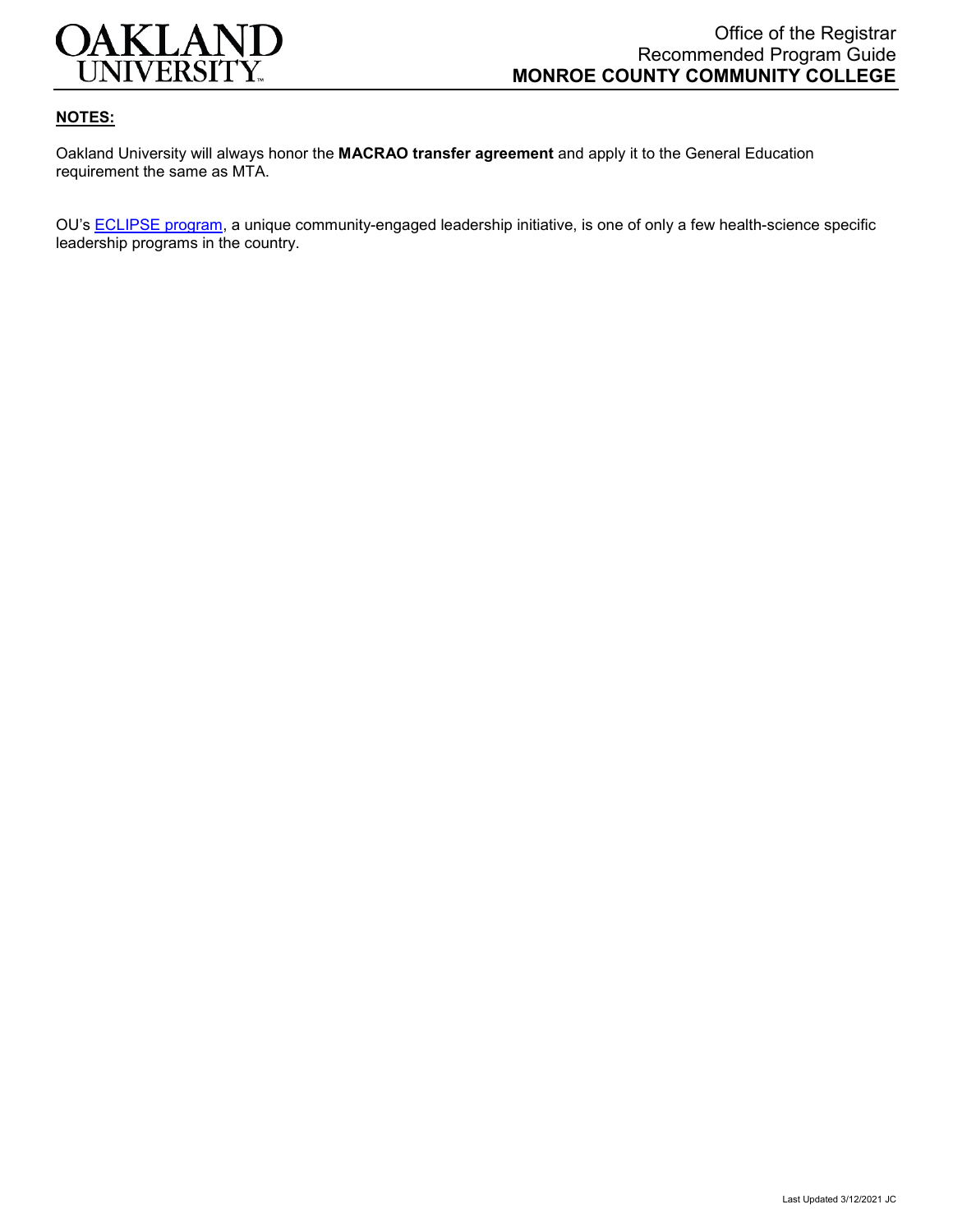**NOTES:**

Oakland University will always honor the **MACRAO transfer agreement** and apply it to the General Education requirement the same as MTA.

OU's ECLIPSE program, a unique community-engaged leadership initiative, is one of only a few health-science specific leadership programs in the country.